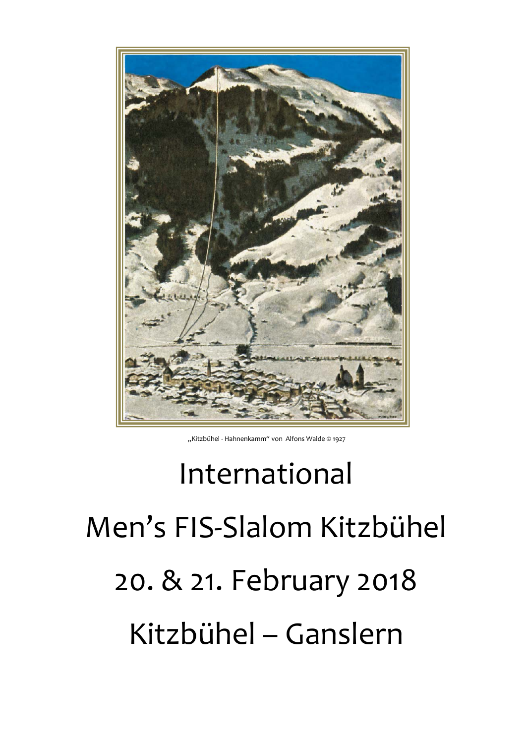„Kitzbühel - Hahnenkamm“ von Alfons Walde © 1927

# International

# Men’s FIS-Slalom Kitzbühel

# 20. & 21. February 2018

# Kitzbühel – Ganslern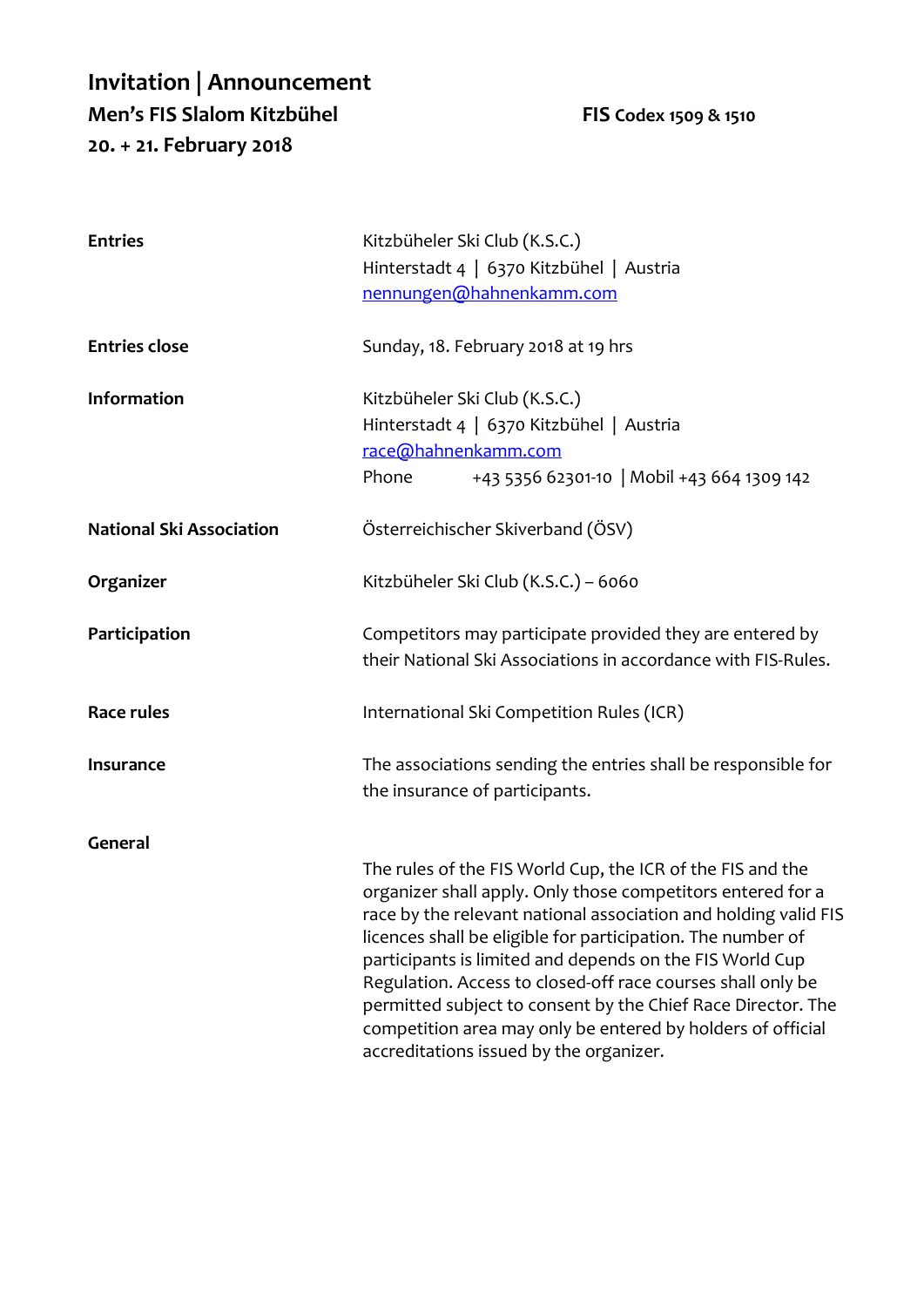# Invitation | Announcement

## Men's FIS Slalom Kitzbühel

**20. + 21. February 2018**

**FIS Codex 1509 & 1510**

**Entries**

Kitzbüheler Ski Club (K.S.C.)
Hinterstadt 4 | 6370 Kitzbühel | Austria
nennungen@hahnenkamm.com

**Entries close**

Sunday, 18. February 2018 at 19 hrs

**Information**

Kitzbüheler Ski Club (K.S.C.)
Hinterstadt 4 | 6370 Kitzbühel | Austria
race@hahnenkamm.com
Phone +43 5356 62301-10 | Mobil +43 664 1309 142

**National Ski Association**

Österreichischer Skiverband (ÖSV)

**Organizer**

Kitzbüheler Ski Club (K.S.C.) – 6060

**Participation**

Competitors may participate provided they are entered by their National Ski Associations in accordance with FIS-Rules.

**Race rules**

International Ski Competition Rules (ICR)

**Insurance**

The associations sending the entries shall be responsible for the insurance of participants.

**General**

The rules of the FIS World Cup, the ICR of the FIS and the organizer shall apply. Only those competitors entered for a race by the relevant national association and holding valid FIS licences shall be eligible for participation. The number of participants is limited and depends on the FIS World Cup Regulation. Access to closed-off race courses shall only be permitted subject to consent by the Chief Race Director. The competition area may only be entered by holders of official accreditations issued by the organizer.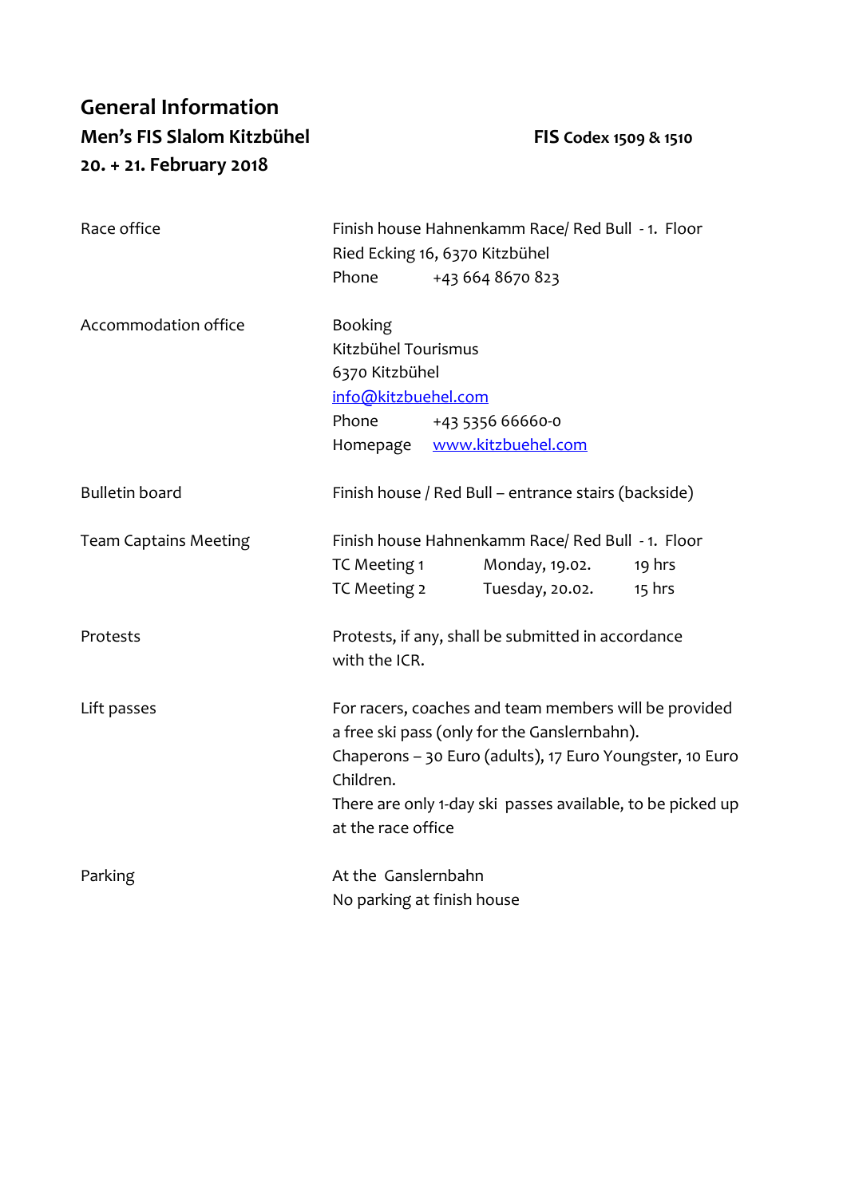# General Information

**Men's FIS Slalom Kitzbühel** **FIS Codex 1509 & 1510**

**20. + 21. February 2018**

| | |
|---|---|
| Race office | Finish house Hahnenkamm Race/ Red Bull - 1. Floor<br>Ried Ecking 16, 6370 Kitzbühel<br>Phone +43 664 8670 823 |
| Accommodation office | Booking<br>Kitzbühel Tourismus<br>6370 Kitzbühel<br>info@kitzbuehel.com<br>Phone +43 5356 66660-0<br>Homepage www.kitzbuehel.com |
| Bulletin board | Finish house / Red Bull – entrance stairs (backside) |
| Team Captains Meeting | Finish house Hahnenkamm Race/ Red Bull - 1. Floor<br>TC Meeting 1 Monday, 19.02. 19 hrs<br>TC Meeting 2 Tuesday, 20.02. 15 hrs |
| Protests | Protests, if any, shall be submitted in accordance with the ICR. |
| Lift passes | For racers, coaches and team members will be provided a free ski pass (only for the Ganslernbahn).<br>Chaperons – 30 Euro (adults), 17 Euro Youngster, 10 Euro Children.<br>There are only 1-day ski passes available, to be picked up at the race office |
| Parking | At the Ganslernbahn<br>No parking at finish house |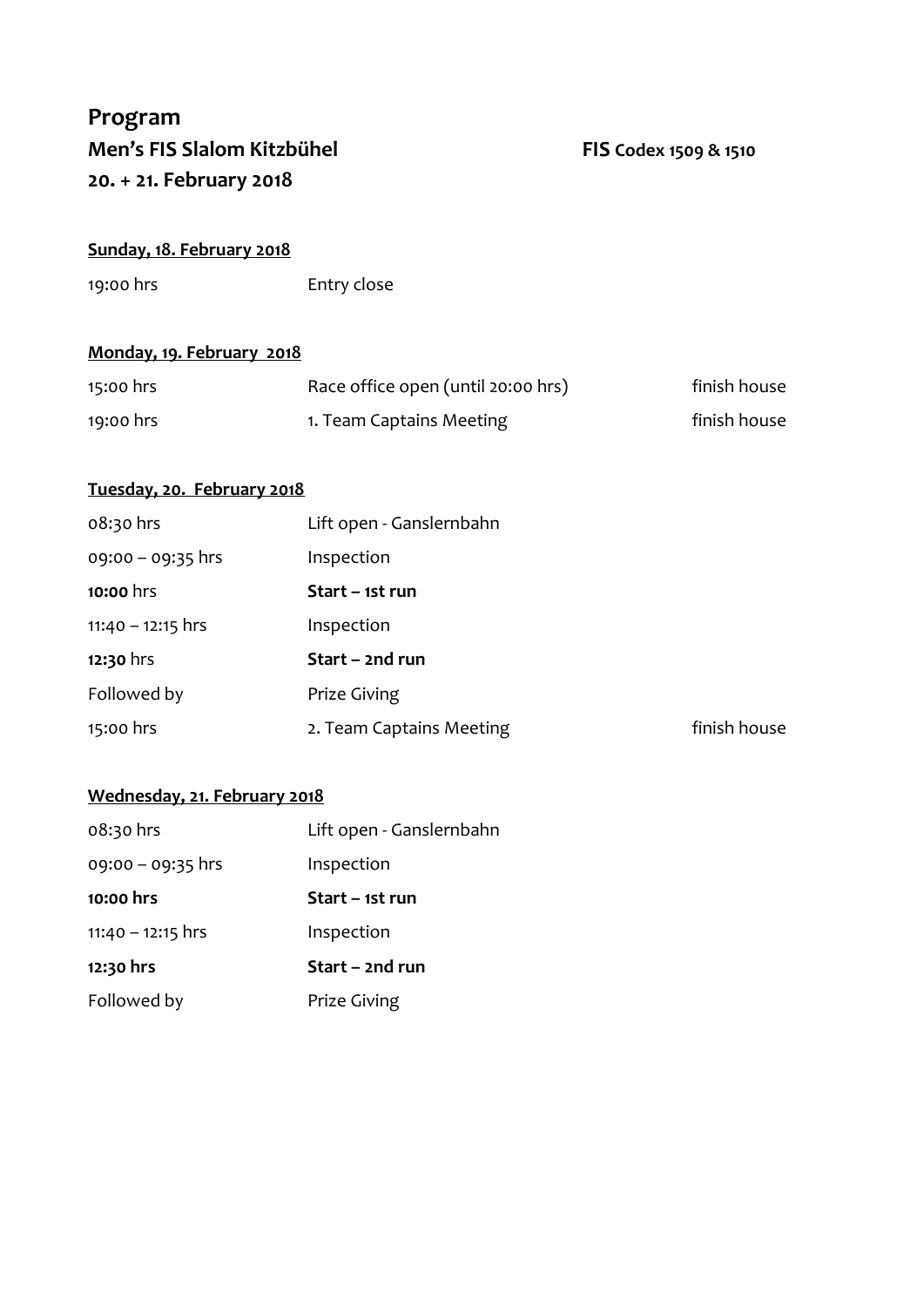# Program

## Men's FIS Slalom Kitzbühel — FIS Codex 1509 & 1510

## 20. + 21. February 2018

**Sunday, 18. February 2018**

| | | |
|---|---|---|
| 19:00 hrs | Entry close | |

**Monday, 19. February 2018**

| | | |
|---|---|---|
| 15:00 hrs | Race office open (until 20:00 hrs) | finish house |
| 19:00 hrs | 1. Team Captains Meeting | finish house |

**Tuesday, 20. February 2018**

| | | |
|---|---|---|
| 08:30 hrs | Lift open - Ganslernbahn | |
| 09:00 – 09:35 hrs | Inspection | |
| **10:00** hrs | **Start – 1st run** | |
| 11:40 – 12:15 hrs | Inspection | |
| **12:30** hrs | **Start – 2nd run** | |
| Followed by | Prize Giving | |
| 15:00 hrs | 2. Team Captains Meeting | finish house |

**Wednesday, 21. February 2018**

| | | |
|---|---|---|
| 08:30 hrs | Lift open - Ganslernbahn | |
| 09:00 – 09:35 hrs | Inspection | |
| **10:00 hrs** | **Start – 1st run** | |
| 11:40 – 12:15 hrs | Inspection | |
| **12:30 hrs** | **Start – 2nd run** | |
| Followed by | Prize Giving | |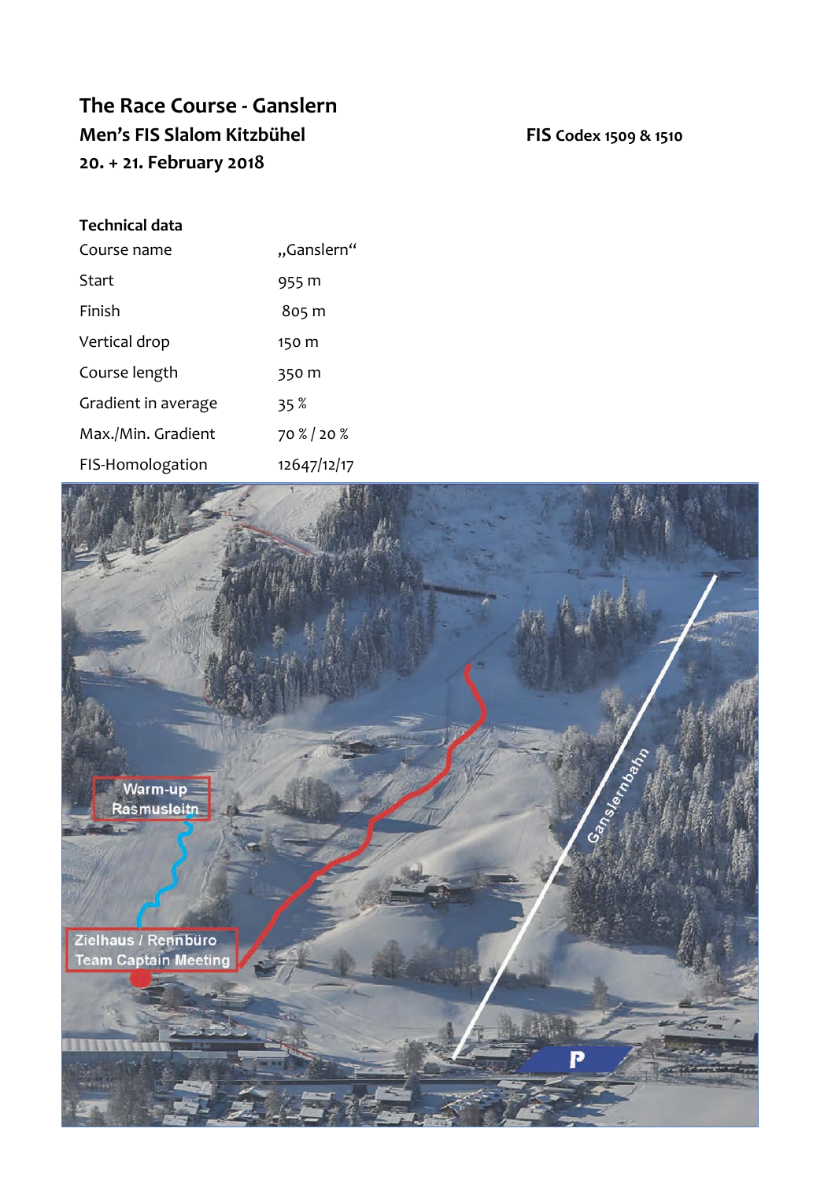# The Race Course - Ganslern

**Men's FIS Slalom Kitzbühel**

**20. + 21. February 2018**

**FIS Codex 1509 & 1510**

**Technical data**

| | |
|---|---|
| Course name | „Ganslern" |
| Start | 955 m |
| Finish | 805 m |
| Vertical drop | 150 m |
| Course length | 350 m |
| Gradient in average | 35 % |
| Max./Min. Gradient | 70 % / 20 % |
| FIS-Homologation | 12647/12/17 |

Warm-up Rasmusleitn

Zielhaus / Rennbüro Team Captain Meeting

Ganslernbahn

P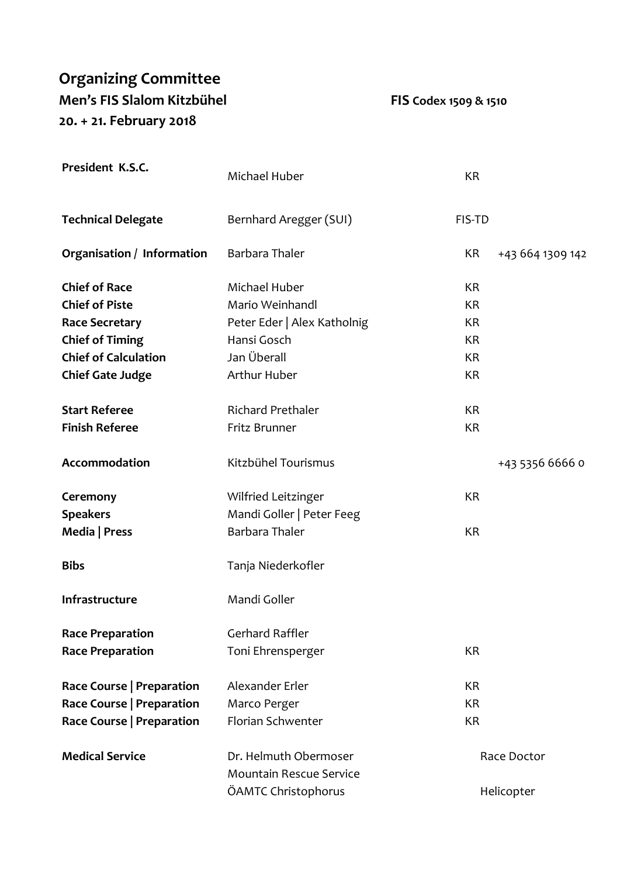# Organizing Committee

## Men's FIS Slalom Kitzbühel

**FIS Codex 1509 & 1510**

## 20. + 21. February 2018

| | | | |
|---|---|---|---|
| **President K.S.C.** | Michael Huber | KR | |
| **Technical Delegate** | Bernhard Aregger (SUI) | FIS-TD | |
| **Organisation / Information** | Barbara Thaler | KR | +43 664 1309 142 |
| **Chief of Race** | Michael Huber | KR | |
| **Chief of Piste** | Mario Weinhandl | KR | |
| **Race Secretary** | Peter Eder \| Alex Katholnig | KR | |
| **Chief of Timing** | Hansi Gosch | KR | |
| **Chief of Calculation** | Jan Überall | KR | |
| **Chief Gate Judge** | Arthur Huber | KR | |
| **Start Referee** | Richard Prethaler | KR | |
| **Finish Referee** | Fritz Brunner | KR | |
| **Accommodation** | Kitzbühel Tourismus | | +43 5356 6666 0 |
| **Ceremony** | Wilfried Leitzinger | KR | |
| **Speakers** | Mandi Goller \| Peter Feeg | | |
| **Media \| Press** | Barbara Thaler | KR | |
| **Bibs** | Tanja Niederkofler | | |
| **Infrastructure** | Mandi Goller | | |
| **Race Preparation** | Gerhard Raffler | | |
| **Race Preparation** | Toni Ehrensperger | KR | |
| **Race Course \| Preparation** | Alexander Erler | KR | |
| **Race Course \| Preparation** | Marco Perger | KR | |
| **Race Course \| Preparation** | Florian Schwenter | KR | |
| **Medical Service** | Dr. Helmuth Obermoser | Race Doctor | |
| | Mountain Rescue Service | | |
| | ÖAMTC Christophorus | Helicopter | |